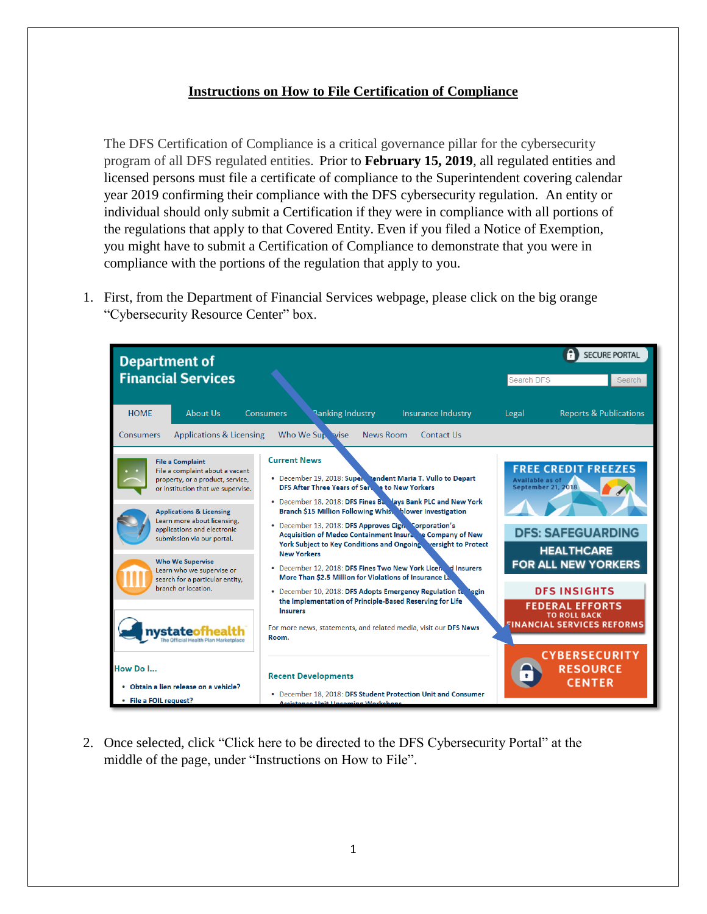# Instructions on How to File Certification of Compliance

The DFS Certification of Compliance is a critical governance pillar for the cybersecurity program of all DFS regulated entities. Prior to **February 15, 2019**, all regulated entities and licensed persons must file a certificate of compliance to the Superintendent covering calendar year 2019 confirming their compliance with the DFS cybersecurity regulation. An entity or individual should only submit a Certification if they were in compliance with all portions of the regulations that apply to that Covered Entity. Even if you filed a Notice of Exemption, you might have to submit a Certification of Compliance to demonstrate that you were in compliance with the portions of the regulation that apply to you.

1. First, from the Department of Financial Services webpage, please click on the big orange "Cybersecurity Resource Center" box.

2. Once selected, click "Click here to be directed to the DFS Cybersecurity Portal" at the middle of the page, under "Instructions on How to File".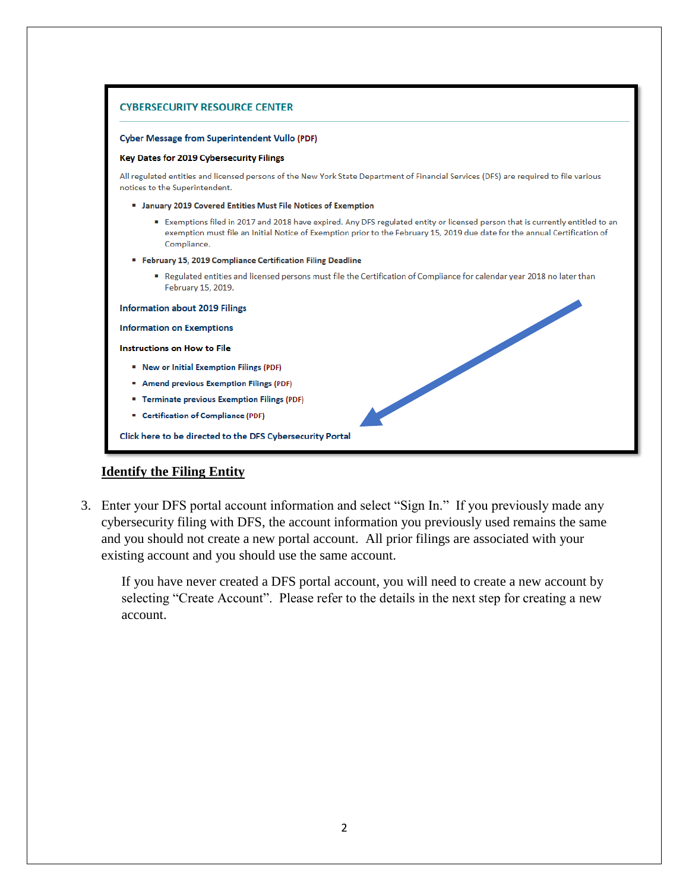**CYBERSECURITY RESOURCE CENTER**

Cyber Message from Superintendent Vullo (PDF)

**Key Dates for 2019 Cybersecurity Filings**

All regulated entities and licensed persons of the New York State Department of Financial Services (DFS) are required to file various notices to the Superintendent.

- **January 2019 Covered Entities Must File Notices of Exemption**
  - Exemptions filed in 2017 and 2018 have expired. Any DFS regulated entity or licensed person that is currently entitled to an exemption must file an Initial Notice of Exemption prior to the February 15, 2019 due date for the annual Certification of Compliance.
- **February 15, 2019 Compliance Certification Filing Deadline**
  - Regulated entities and licensed persons must file the Certification of Compliance for calendar year 2018 no later than February 15, 2019.

Information about 2019 Filings

Information on Exemptions

**Instructions on How to File**

- New or Initial Exemption Filings (PDF)
- Amend previous Exemption Filings (PDF)
- Terminate previous Exemption Filings (PDF)
- Certification of Compliance (PDF)

Click here to be directed to the DFS Cybersecurity Portal

## Identify the Filing Entity

3. Enter your DFS portal account information and select "Sign In." If you previously made any cybersecurity filing with DFS, the account information you previously used remains the same and you should not create a new portal account. All prior filings are associated with your existing account and you should use the same account.

   If you have never created a DFS portal account, you will need to create a new account by selecting "Create Account". Please refer to the details in the next step for creating a new account.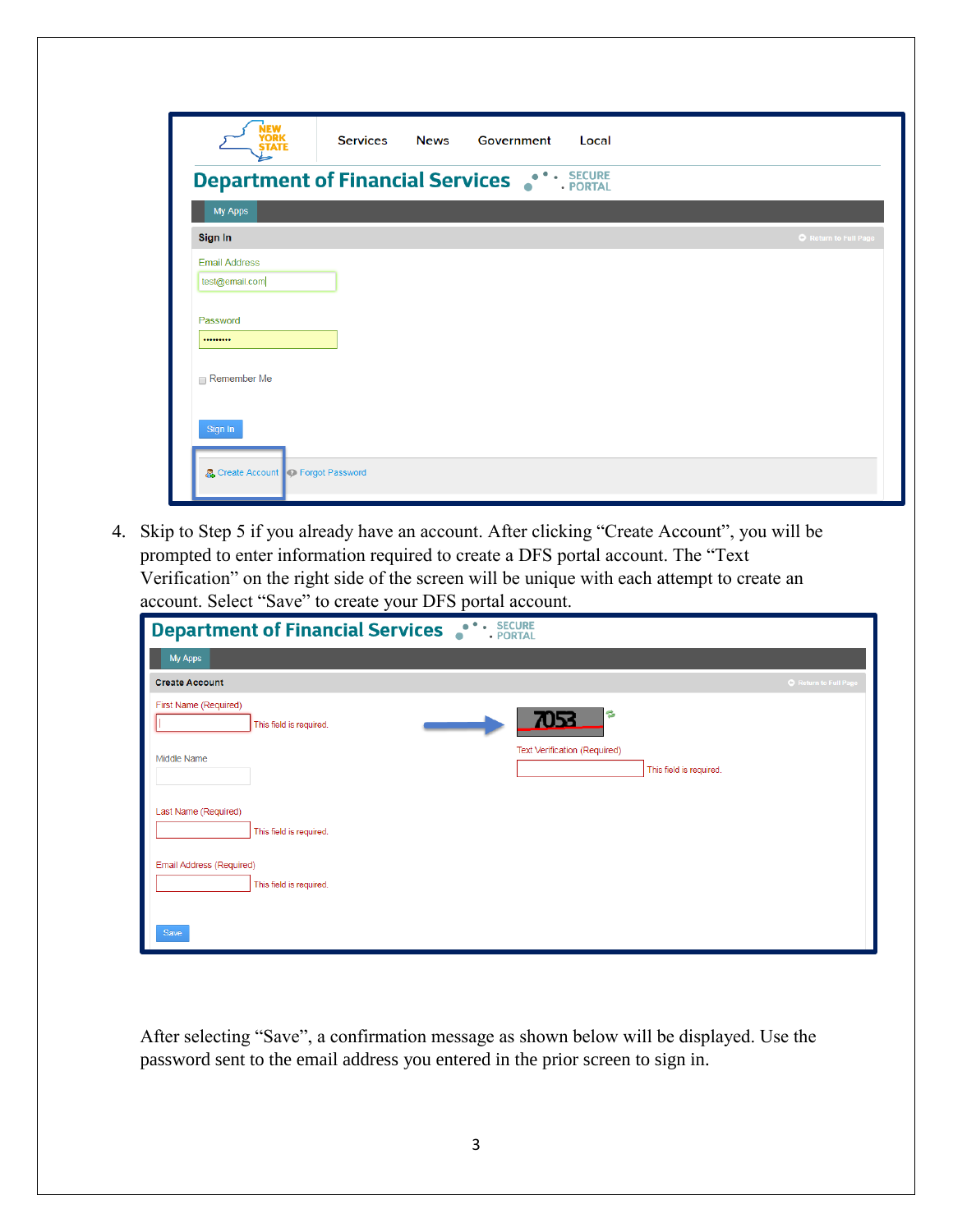4. Skip to Step 5 if you already have an account. After clicking "Create Account", you will be prompted to enter information required to create a DFS portal account. The "Text Verification" on the right side of the screen will be unique with each attempt to create an account. Select "Save" to create your DFS portal account.

After selecting "Save", a confirmation message as shown below will be displayed. Use the password sent to the email address you entered in the prior screen to sign in.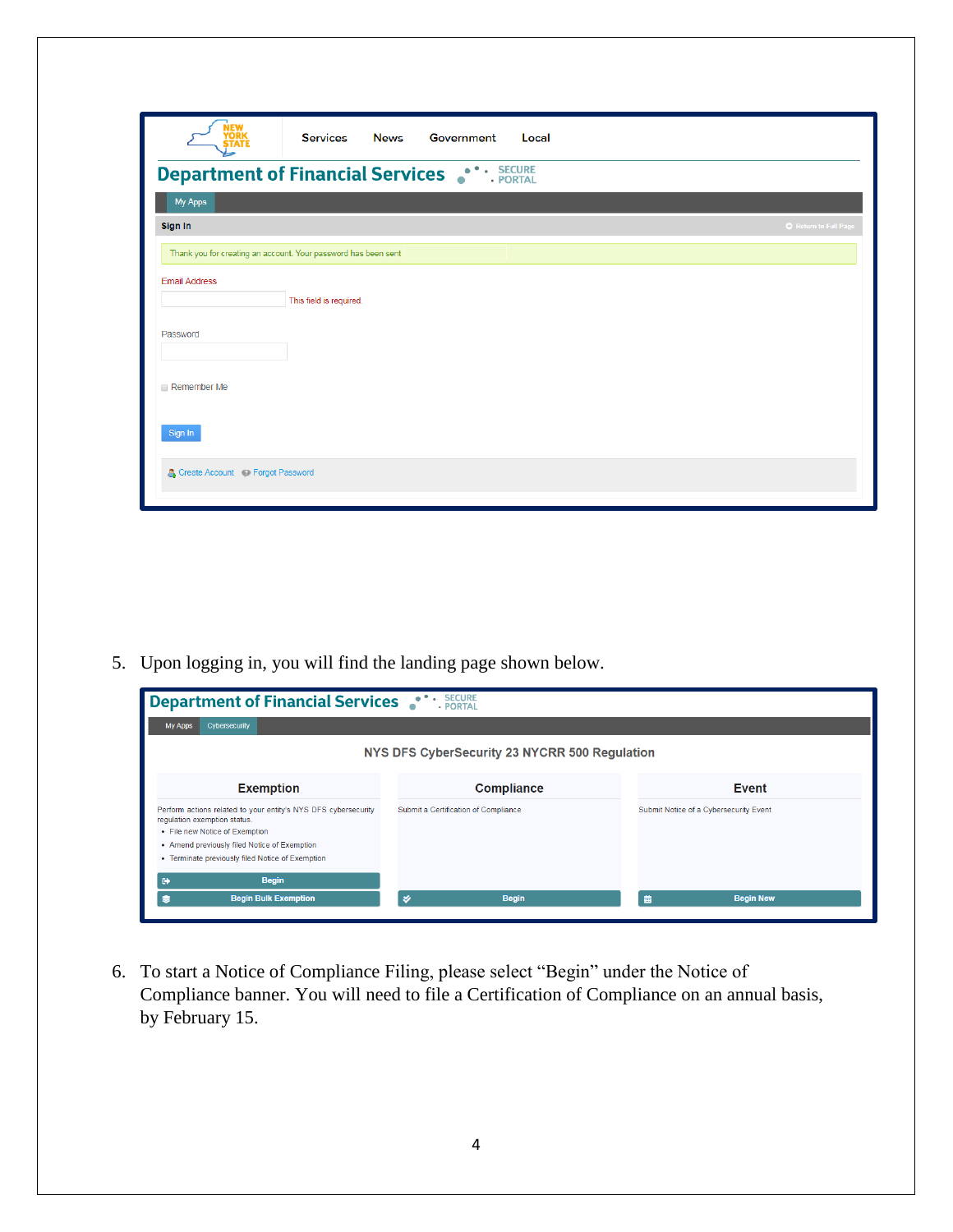5. Upon logging in, you will find the landing page shown below.

6. To start a Notice of Compliance Filing, please select "Begin" under the Notice of Compliance banner. You will need to file a Certification of Compliance on an annual basis, by February 15.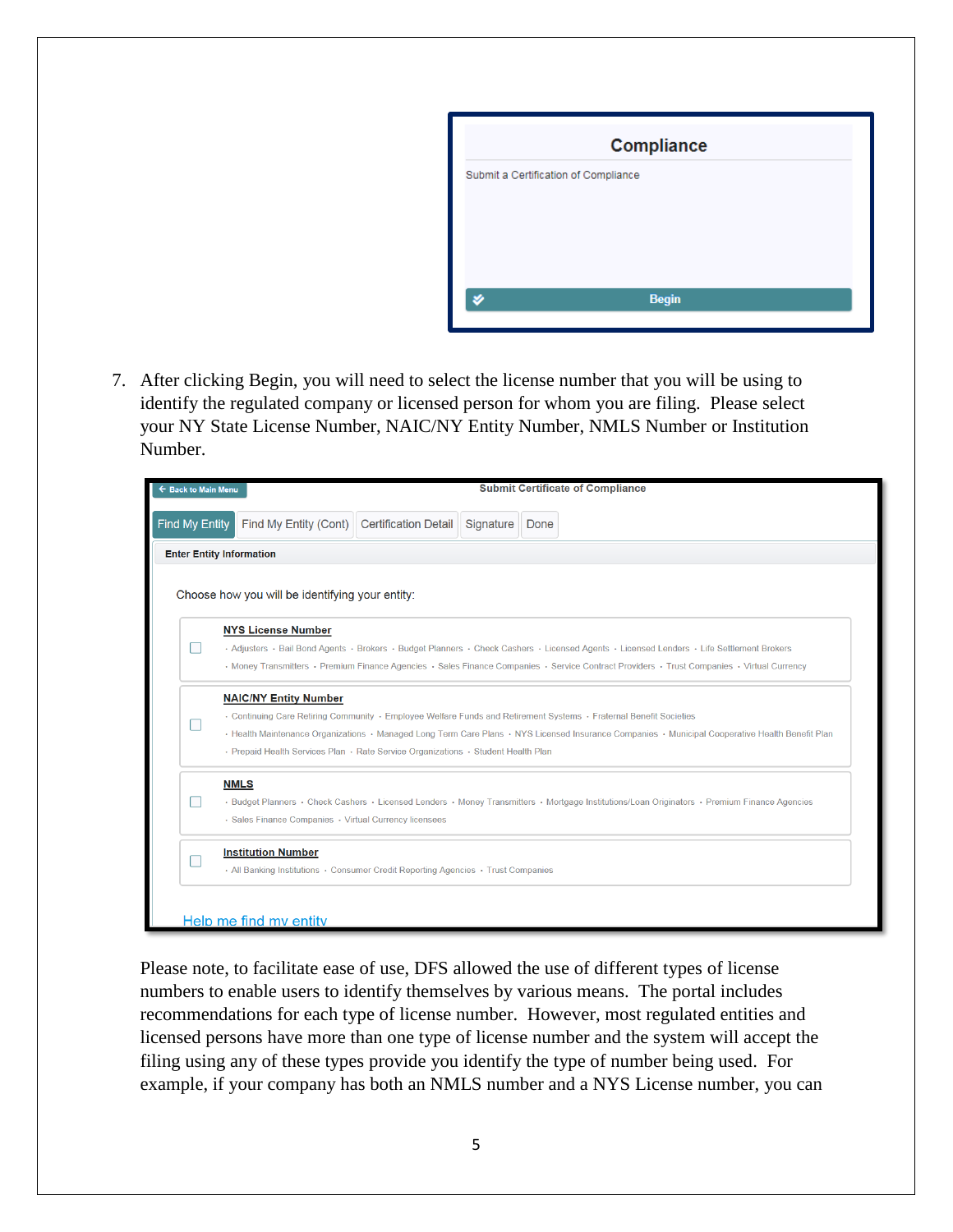Compliance

Submit a Certification of Compliance

Begin

7. After clicking Begin, you will need to select the license number that you will be using to identify the regulated company or licensed person for whom you are filing. Please select your NY State License Number, NAIC/NY Entity Number, NMLS Number or Institution Number.

← Back to Main Menu

Submit Certificate of Compliance

Find My Entity | Find My Entity (Cont) | Certification Detail | Signature | Done

**Enter Entity Information**

Choose how you will be identifying your entity:

- **NYS License Number**
  - Adjusters · Bail Bond Agents · Brokers · Budget Planners · Check Cashers · Licensed Agents · Licensed Lenders · Life Settlement Brokers · Money Transmitters · Premium Finance Agencies · Sales Finance Companies · Service Contract Providers · Trust Companies · Virtual Currency
- **NAIC/NY Entity Number**
  - Continuing Care Retiring Community · Employee Welfare Funds and Retirement Systems · Fraternal Benefit Societies · Health Maintenance Organizations · Managed Long Term Care Plans · NYS Licensed Insurance Companies · Municipal Cooperative Health Benefit Plan · Prepaid Health Services Plan · Rate Service Organizations · Student Health Plan
- **NMLS**
  - Budget Planners · Check Cashers · Licensed Lenders · Money Transmitters · Mortgage Institutions/Loan Originators · Premium Finance Agencies · Sales Finance Companies · Virtual Currency licensees
- **Institution Number**
  - All Banking Institutions · Consumer Credit Reporting Agencies · Trust Companies

Help me find my entity

Please note, to facilitate ease of use, DFS allowed the use of different types of license numbers to enable users to identify themselves by various means. The portal includes recommendations for each type of license number. However, most regulated entities and licensed persons have more than one type of license number and the system will accept the filing using any of these types provide you identify the type of number being used. For example, if your company has both an NMLS number and a NYS License number, you can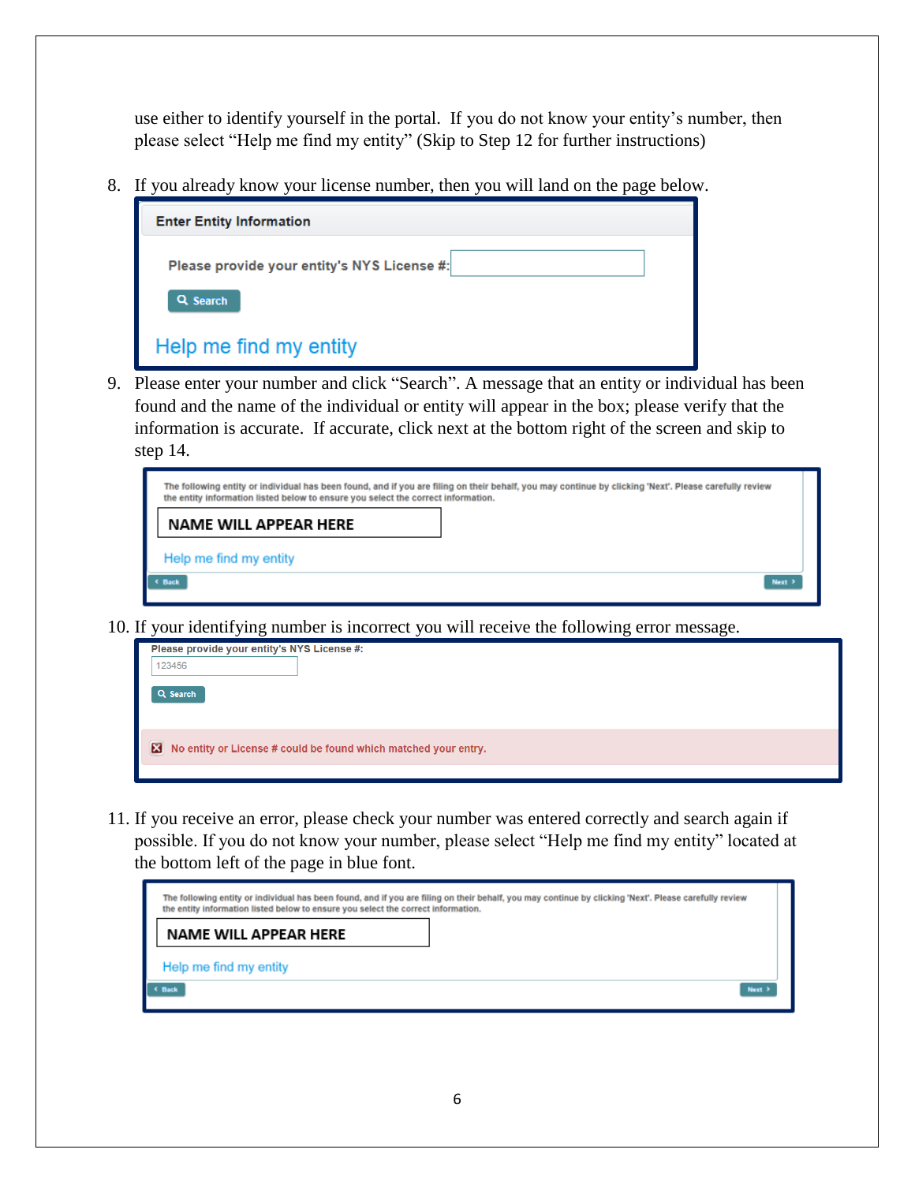use either to identify yourself in the portal. If you do not know your entity's number, then please select "Help me find my entity" (Skip to Step 12 for further instructions)

8. If you already know your license number, then you will land on the page below.

   **Enter Entity Information**

   Please provide your entity's NYS License #:

   Search

   Help me find my entity

9. Please enter your number and click "Search". A message that an entity or individual has been found and the name of the individual or entity will appear in the box; please verify that the information is accurate. If accurate, click next at the bottom right of the screen and skip to step 14.

   The following entity or individual has been found, and if you are filing on their behalf, you may continue by clicking 'Next'. Please carefully review the entity information listed below to ensure you select the correct information.

   NAME WILL APPEAR HERE

   Help me find my entity

   Back Next

10. If your identifying number is incorrect you will receive the following error message.

    Please provide your entity's NYS License #:

    123456

    Search

    No entity or License # could be found which matched your entry.

11. If you receive an error, please check your number was entered correctly and search again if possible. If you do not know your number, please select "Help me find my entity" located at the bottom left of the page in blue font.

    The following entity or individual has been found, and if you are filing on their behalf, you may continue by clicking 'Next'. Please carefully review the entity information listed below to ensure you select the correct information.

    NAME WILL APPEAR HERE

    Help me find my entity

    Back Next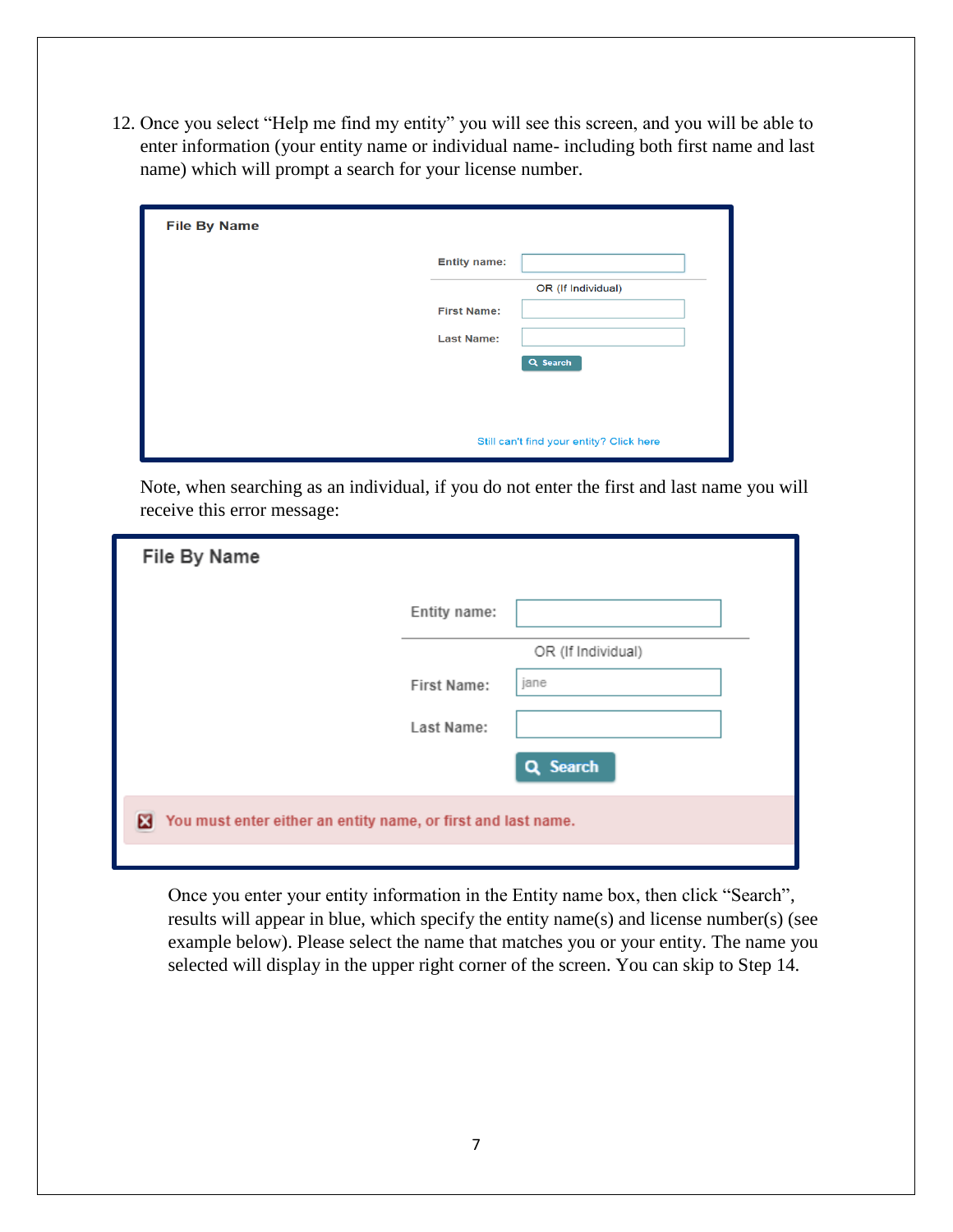12. Once you select "Help me find my entity" you will see this screen, and you will be able to enter information (your entity name or individual name- including both first name and last name) which will prompt a search for your license number.

**File By Name**

Entity name:

OR (If Individual)

First Name:

Last Name:

Search

Still can't find your entity? Click here

Note, when searching as an individual, if you do not enter the first and last name you will receive this error message:

**File By Name**

Entity name:

OR (If Individual)

First Name: jane

Last Name:

Search

You must enter either an entity name, or first and last name.

Once you enter your entity information in the Entity name box, then click "Search", results will appear in blue, which specify the entity name(s) and license number(s) (see example below). Please select the name that matches you or your entity. The name you selected will display in the upper right corner of the screen. You can skip to Step 14.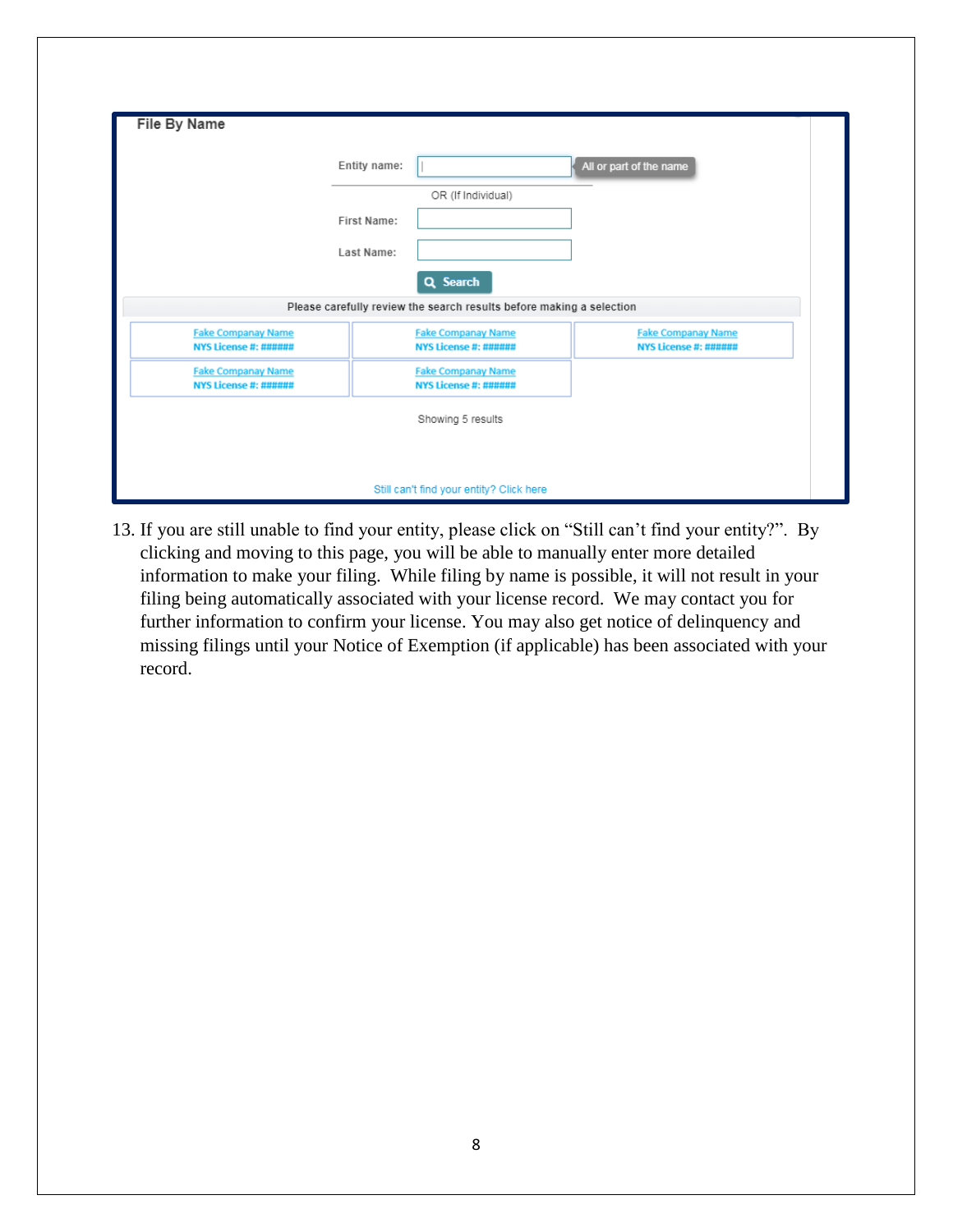**File By Name**

Entity name: [ ] All or part of the name

OR (If Individual)

First Name: [ ]

Last Name: [ ]

Search

Please carefully review the search results before making a selection

| | | |
|---|---|---|
| Fake Companay Name<br>NYS License #: ###### | Fake Companay Name<br>NYS License #: ###### | Fake Companay Name<br>NYS License #: ###### |
| Fake Companay Name<br>NYS License #: ###### | Fake Companay Name<br>NYS License #: ###### | |

Showing 5 results

Still can't find your entity? Click here

13. If you are still unable to find your entity, please click on "Still can't find your entity?". By clicking and moving to this page, you will be able to manually enter more detailed information to make your filing. While filing by name is possible, it will not result in your filing being automatically associated with your license record. We may contact you for further information to confirm your license. You may also get notice of delinquency and missing filings until your Notice of Exemption (if applicable) has been associated with your record.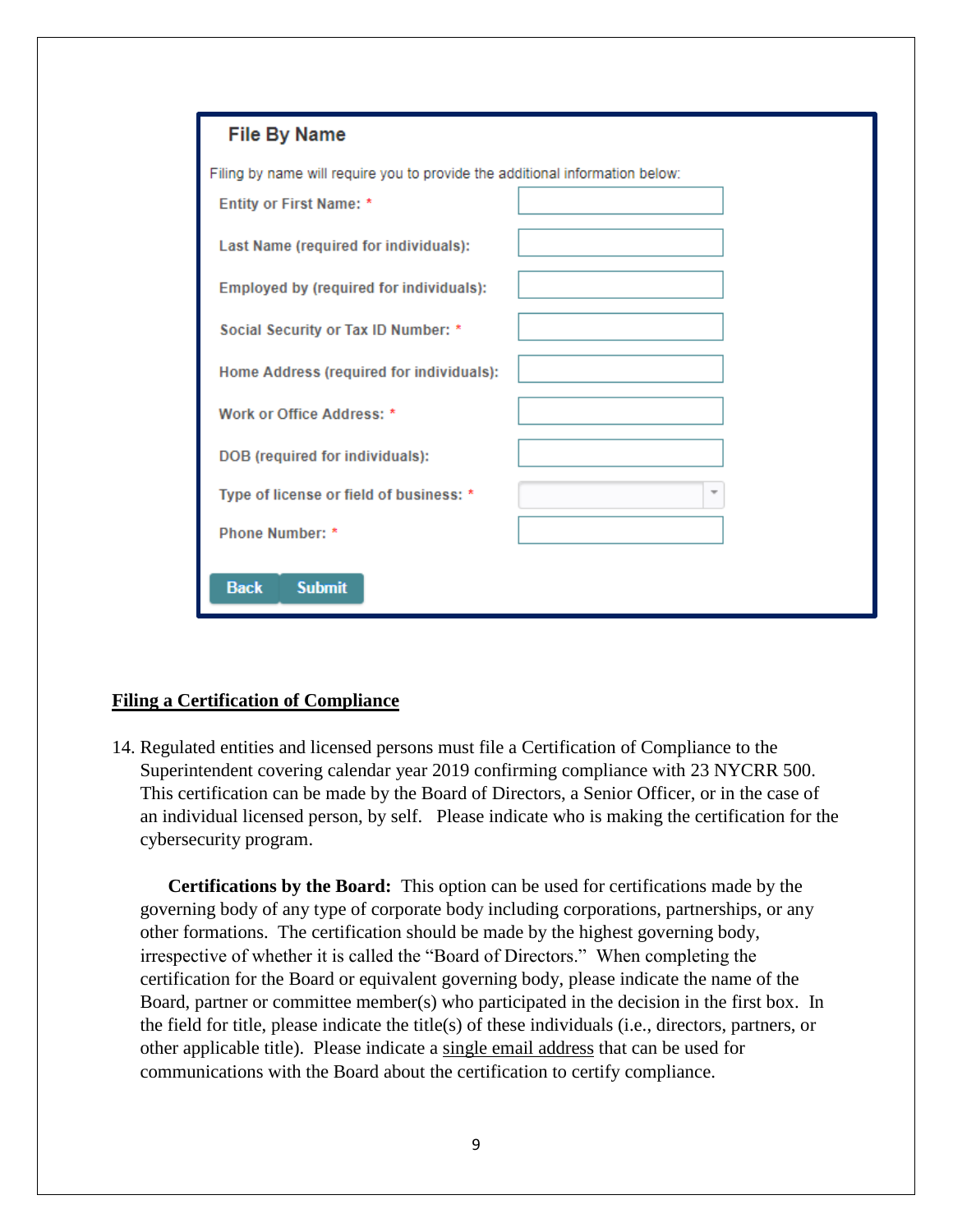**File By Name**

Filing by name will require you to provide the additional information below:

| Field | |
|---|---|
| Entity or First Name: * | |
| Last Name (required for individuals): | |
| Employed by (required for individuals): | |
| Social Security or Tax ID Number: * | |
| Home Address (required for individuals): | |
| Work or Office Address: * | |
| DOB (required for individuals): | |
| Type of license or field of business: * | |
| Phone Number: * | |

Back Submit

## Filing a Certification of Compliance

14. Regulated entities and licensed persons must file a Certification of Compliance to the Superintendent covering calendar year 2019 confirming compliance with 23 NYCRR 500. This certification can be made by the Board of Directors, a Senior Officer, or in the case of an individual licensed person, by self. Please indicate who is making the certification for the cybersecurity program.

    **Certifications by the Board:** This option can be used for certifications made by the governing body of any type of corporate body including corporations, partnerships, or any other formations. The certification should be made by the highest governing body, irrespective of whether it is called the "Board of Directors." When completing the certification for the Board or equivalent governing body, please indicate the name of the Board, partner or committee member(s) who participated in the decision in the first box. In the field for title, please indicate the title(s) of these individuals (i.e., directors, partners, or other applicable title). Please indicate a single email address that can be used for communications with the Board about the certification to certify compliance.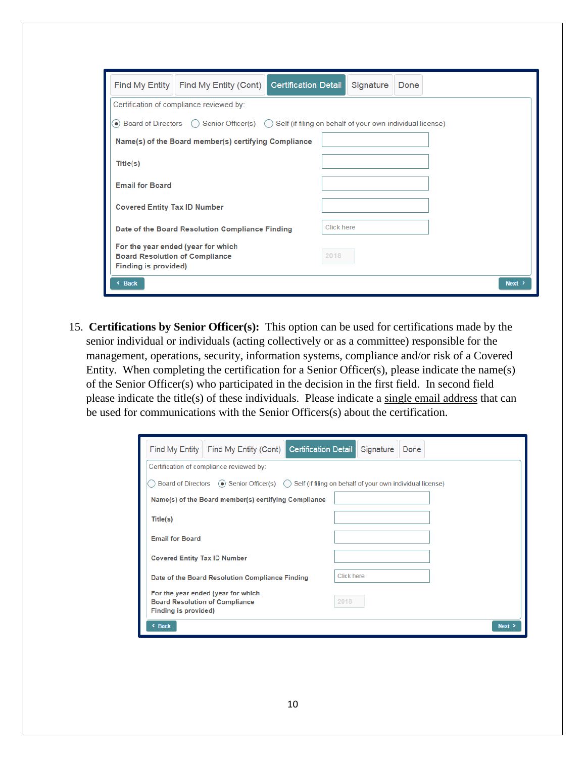Find My Entity | Find My Entity (Cont) | **Certification Detail** | Signature | Done

Certification of compliance reviewed by:

(●) Board of Directors ( ) Senior Officer(s) ( ) Self (if filing on behalf of your own individual license)

| | |
|---|---|
| **Name(s) of the Board member(s) certifying Compliance** | |
| **Title(s)** | |
| **Email for Board** | |
| **Covered Entity Tax ID Number** | |
| **Date of the Board Resolution Compliance Finding** | Click here |
| **For the year ended (year for which Board Resolution of Compliance Finding is provided)** | 2018 |

‹ Back | Next ›

15. **Certifications by Senior Officer(s):** This option can be used for certifications made by the senior individual or individuals (acting collectively or as a committee) responsible for the management, operations, security, information systems, compliance and/or risk of a Covered Entity. When completing the certification for a Senior Officer(s), please indicate the name(s) of the Senior Officer(s) who participated in the decision in the first field. In second field please indicate the title(s) of these individuals. Please indicate a single email address that can be used for communications with the Senior Officers(s) about the certification.

Find My Entity | Find My Entity (Cont) | **Certification Detail** | Signature | Done

Certification of compliance reviewed by:

( ) Board of Directors (●) Senior Officer(s) ( ) Self (if filing on behalf of your own individual license)

| | |
|---|---|
| **Name(s) of the Board member(s) certifying Compliance** | |
| **Title(s)** | |
| **Email for Board** | |
| **Covered Entity Tax ID Number** | |
| **Date of the Board Resolution Compliance Finding** | Click here |
| **For the year ended (year for which Board Resolution of Compliance Finding is provided)** | 2018 |

‹ Back | Next ›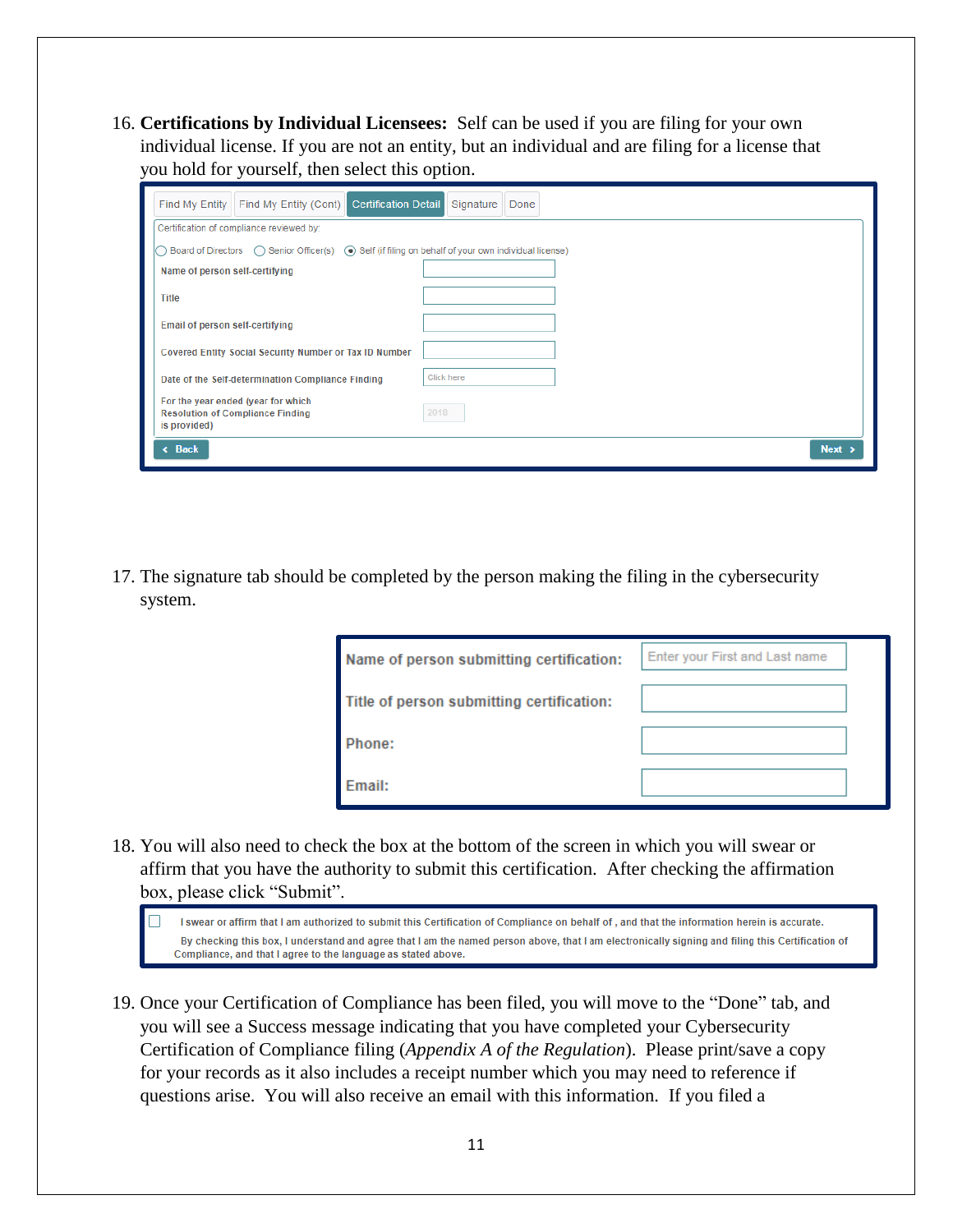16. **Certifications by Individual Licensees:** Self can be used if you are filing for your own individual license. If you are not an entity, but an individual and are filing for a license that you hold for yourself, then select this option.

Find My Entity | Find My Entity (Cont) | Certification Detail | Signature | Done

Certification of compliance reviewed by:

◯ Board of Directors ◯ Senior Officer(s) ⦿ Self (if filing on behalf of your own individual license)

| | |
|---|---|
| Name of person self-certifying | |
| Title | |
| Email of person self-certifying | |
| Covered Entity Social Security Number or Tax ID Number | |
| Date of the Self-determination Compliance Finding | Click here |
| For the year ended (year for which Resolution of Compliance Finding is provided) | 2018 |

‹ Back | Next ›

17. The signature tab should be completed by the person making the filing in the cybersecurity system.

| | |
|---|---|
| Name of person submitting certification: | Enter your First and Last name |
| Title of person submitting certification: | |
| Phone: | |
| Email: | |

18. You will also need to check the box at the bottom of the screen in which you will swear or affirm that you have the authority to submit this certification. After checking the affirmation box, please click "Submit".

☐ I swear or affirm that I am authorized to submit this Certification of Compliance on behalf of , and that the information herein is accurate.
By checking this box, I understand and agree that I am the named person above, that I am electronically signing and filing this Certification of Compliance, and that I agree to the language as stated above.

19. Once your Certification of Compliance has been filed, you will move to the "Done" tab, and you will see a Success message indicating that you have completed your Cybersecurity Certification of Compliance filing (*Appendix A of the Regulation*). Please print/save a copy for your records as it also includes a receipt number which you may need to reference if questions arise. You will also receive an email with this information. If you filed a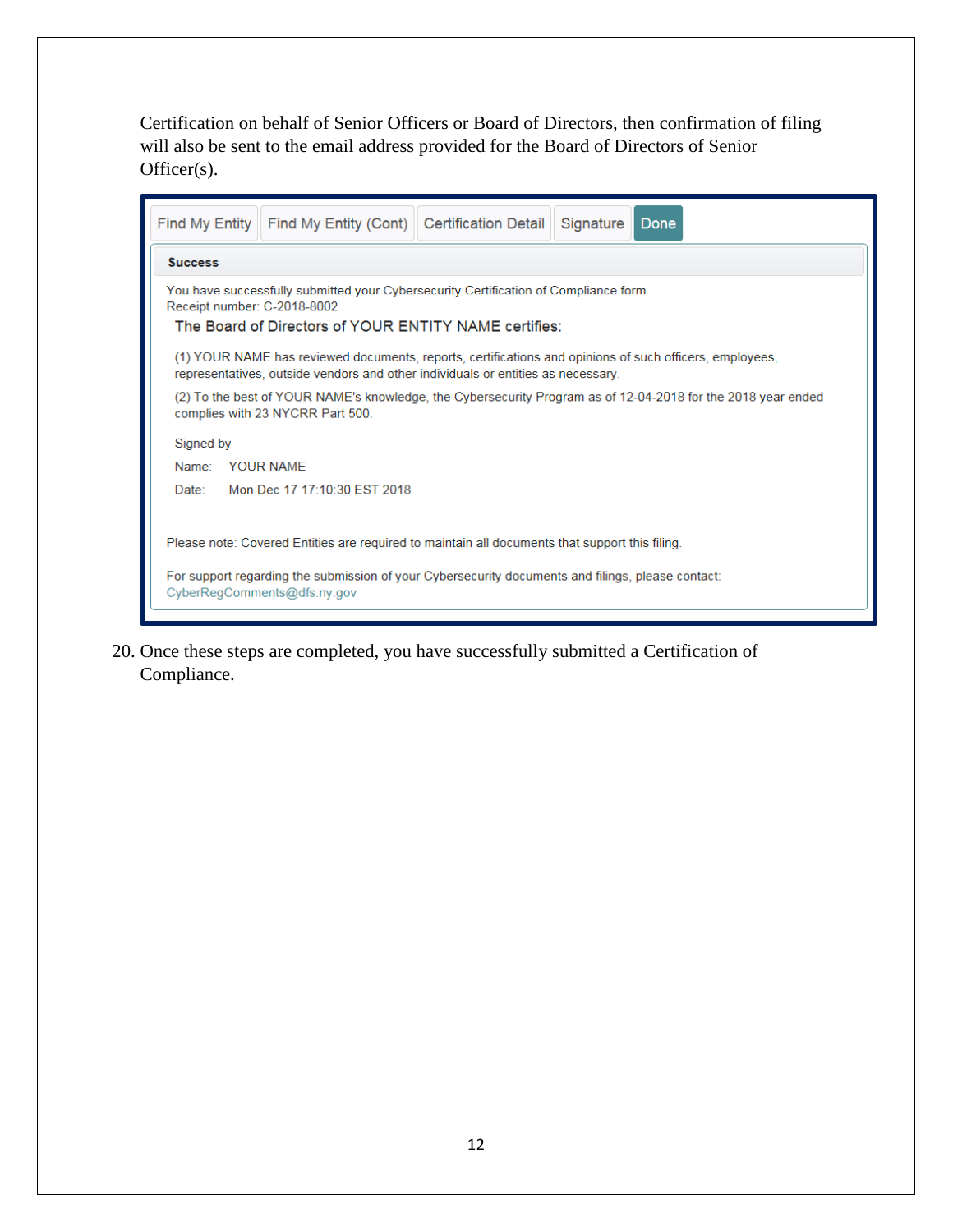Certification on behalf of Senior Officers or Board of Directors, then confirmation of filing will also be sent to the email address provided for the Board of Directors of Senior Officer(s).

Find My Entity | Find My Entity (Cont) | Certification Detail | Signature | Done

**Success**

You have successfully submitted your Cybersecurity Certification of Compliance form
Receipt number: C-2018-8002

The Board of Directors of YOUR ENTITY NAME certifies:

(1) YOUR NAME has reviewed documents, reports, certifications and opinions of such officers, employees, representatives, outside vendors and other individuals or entities as necessary.

(2) To the best of YOUR NAME's knowledge, the Cybersecurity Program as of 12-04-2018 for the 2018 year ended complies with 23 NYCRR Part 500.

Signed by

Name: YOUR NAME

Date: Mon Dec 17 17:10:30 EST 2018

Please note: Covered Entities are required to maintain all documents that support this filing.

For support regarding the submission of your Cybersecurity documents and filings, please contact: CyberRegComments@dfs.ny.gov

20. Once these steps are completed, you have successfully submitted a Certification of Compliance.